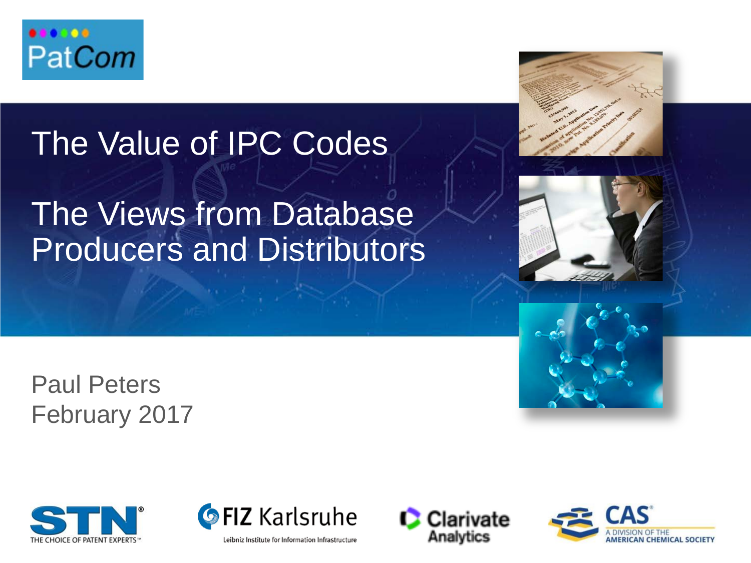PatCom

# The Value of IPC Codes

# The Views from Database Producers and Distributors

Paul Peters
February 2017

STN® THE CHOICE OF PATENT EXPERTS™

FIZ Karlsruhe Leibniz Institute for Information Infrastructure

Clarivate Analytics

CAS® A DIVISION OF THE AMERICAN CHEMICAL SOCIETY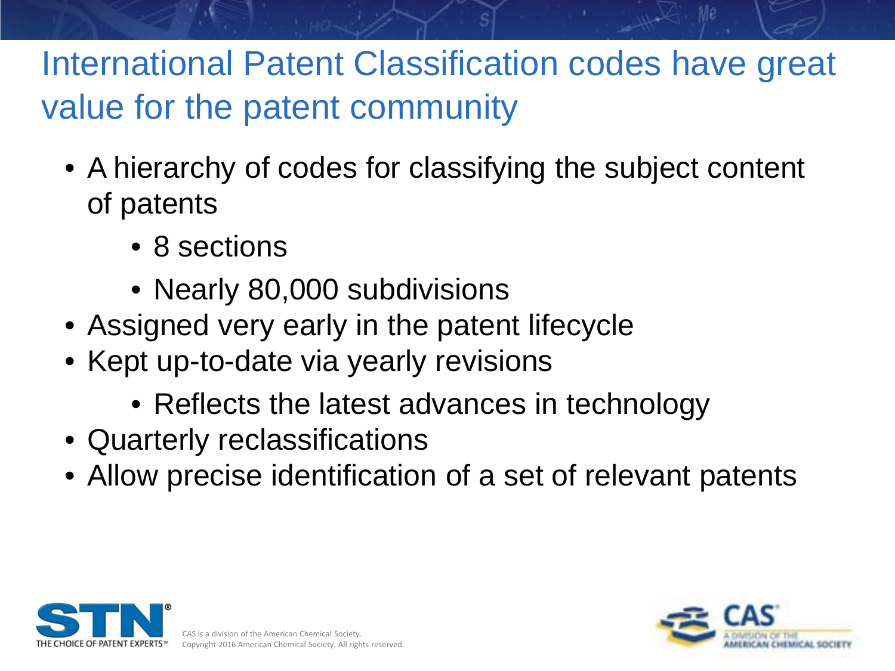# International Patent Classification codes have great value for the patent community

- A hierarchy of codes for classifying the subject content of patents
  - 8 sections
  - Nearly 80,000 subdivisions
- Assigned very early in the patent lifecycle
- Kept up-to-date via yearly revisions
  - Reflects the latest advances in technology
- Quarterly reclassifications
- Allow precise identification of a set of relevant patents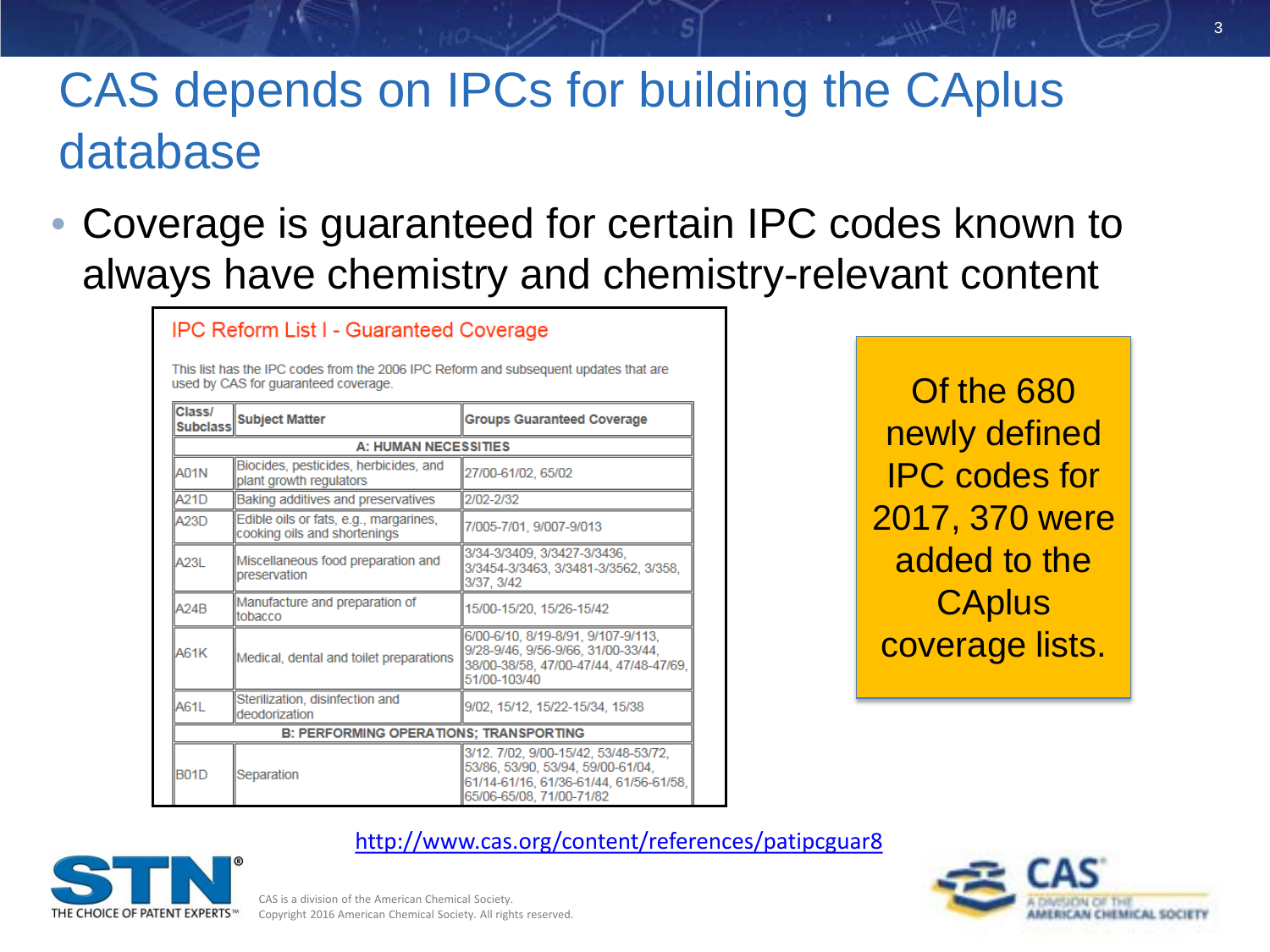# CAS depends on IPCs for building the CAplus database

- Coverage is guaranteed for certain IPC codes known to always have chemistry and chemistry-relevant content

### IPC Reform List I - Guaranteed Coverage

This list has the IPC codes from the 2006 IPC Reform and subsequent updates that are used by CAS for guaranteed coverage.

| Class/ Subclass | Subject Matter | Groups Guaranteed Coverage |
|---|---|---|
| **A: HUMAN NECESSITIES** | | |
| A01N | Biocides, pesticides, herbicides, and plant growth regulators | 27/00-61/02, 65/02 |
| A21D | Baking additives and preservatives | 2/02-2/32 |
| A23D | Edible oils or fats, e.g., margarines, cooking oils and shortenings | 7/005-7/01, 9/007-9/013 |
| A23L | Miscellaneous food preparation and preservation | 3/34-3/3409, 3/3427-3/3436, 3/3454-3/3463, 3/3481-3/3562, 3/358, 3/37, 3/42 |
| A24B | Manufacture and preparation of tobacco | 15/00-15/20, 15/26-15/42 |
| A61K | Medical, dental and toilet preparations | 6/00-6/10, 8/19-8/91, 9/107-9/113, 9/28-9/46, 9/56-9/66, 31/00-33/44, 38/00-38/58, 47/00-47/44, 47/48-47/69, 51/00-103/40 |
| A61L | Sterilization, disinfection and deodorization | 9/02, 15/12, 15/22-15/34, 15/38 |
| **B: PERFORMING OPERATIONS; TRANSPORTING** | | |
| B01D | Separation | 3/12. 7/02, 9/00-15/42, 53/48-53/72, 53/86, 53/90, 53/94, 59/00-61/04, 61/14-61/16, 61/36-61/44, 61/56-61/58, 65/06-65/08, 71/00-71/82 |

Of the 680 newly defined IPC codes for 2017, 370 were added to the CAplus coverage lists.

http://www.cas.org/content/references/patipcguar8

CAS is a division of the American Chemical Society.
Copyright 2016 American Chemical Society. All rights reserved.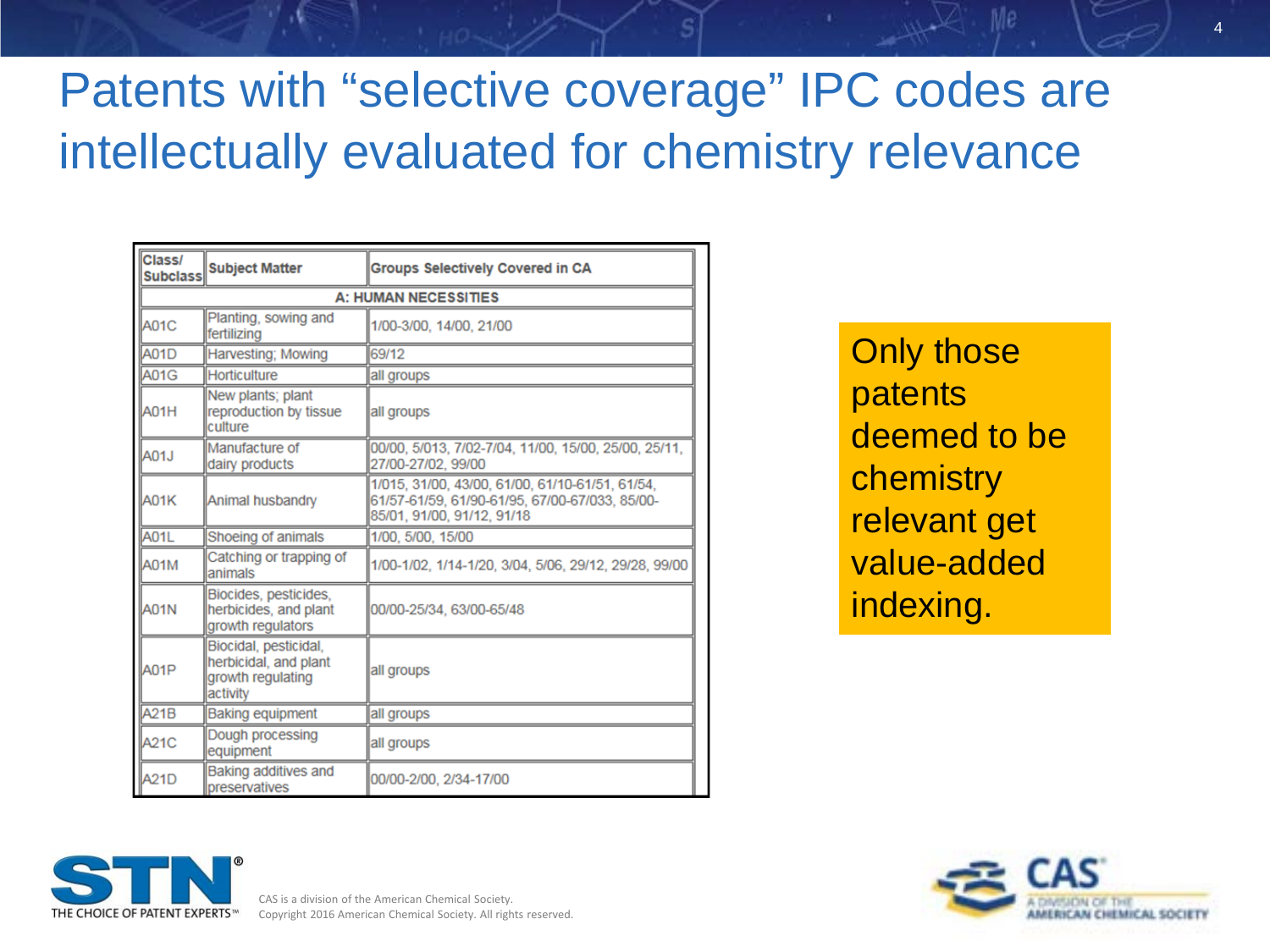# Patents with "selective coverage" IPC codes are intellectually evaluated for chemistry relevance

| Class/ Subclass | Subject Matter | Groups Selectively Covered in CA |
|---|---|---|
| **A: HUMAN NECESSITIES** | | |
| A01C | Planting, sowing and fertilizing | 1/00-3/00, 14/00, 21/00 |
| A01D | Harvesting; Mowing | 69/12 |
| A01G | Horticulture | all groups |
| A01H | New plants; plant reproduction by tissue culture | all groups |
| A01J | Manufacture of dairy products | 00/00, 5/013, 7/02-7/04, 11/00, 15/00, 25/00, 25/11, 27/00-27/02, 99/00 |
| A01K | Animal husbandry | 1/015, 31/00, 43/00, 61/00, 61/10-61/51, 61/54, 61/57-61/59, 61/90-61/95, 67/00-67/033, 85/00-85/01, 91/00, 91/12, 91/18 |
| A01L | Shoeing of animals | 1/00, 5/00, 15/00 |
| A01M | Catching or trapping of animals | 1/00-1/02, 1/14-1/20, 3/04, 5/06, 29/12, 29/28, 99/00 |
| A01N | Biocides, pesticides, herbicides, and plant growth regulators | 00/00-25/34, 63/00-65/48 |
| A01P | Biocidal, pesticidal, herbicidal, and plant growth regulating activity | all groups |
| A21B | Baking equipment | all groups |
| A21C | Dough processing equipment | all groups |
| A21D | Baking additives and preservatives | 00/00-2/00, 2/34-17/00 |

Only those patents deemed to be chemistry relevant get value-added indexing.

STN® THE CHOICE OF PATENT EXPERTS™

CAS is a division of the American Chemical Society.
Copyright 2016 American Chemical Society. All rights reserved.

CAS A DIVISION OF THE AMERICAN CHEMICAL SOCIETY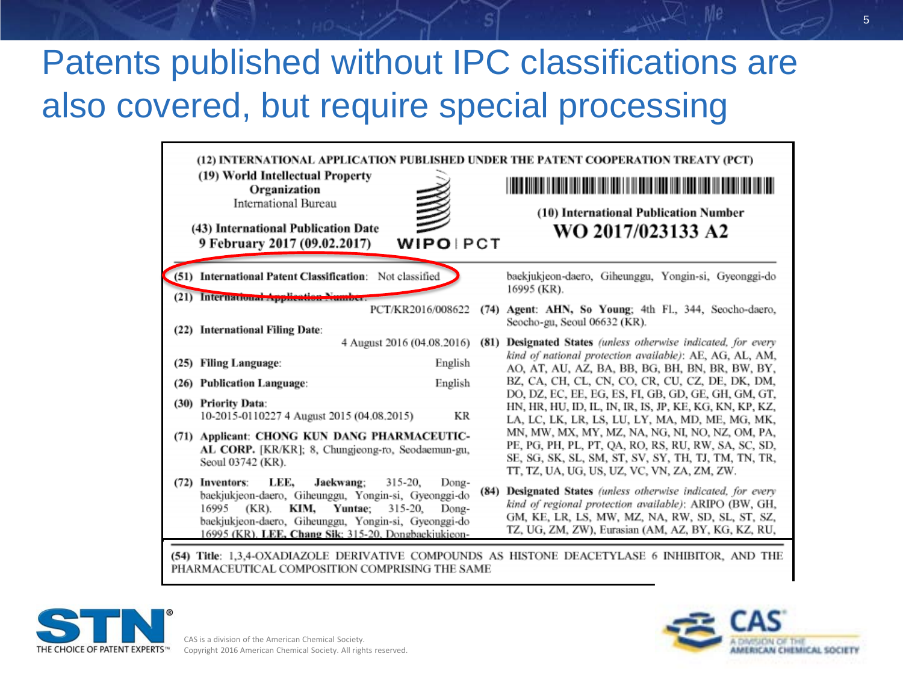# Patents published without IPC classifications are also covered, but require special processing

(12) INTERNATIONAL APPLICATION PUBLISHED UNDER THE PATENT COOPERATION TREATY (PCT)

(19) World Intellectual Property Organization
International Bureau

(43) International Publication Date
9 February 2017 (09.02.2017)

WIPO | PCT

(10) International Publication Number
**WO 2017/023133 A2**

**(51) International Patent Classification:** Not classified

**(21) International Application Number:** PCT/KR2016/008622

**(22) International Filing Date:** 4 August 2016 (04.08.2016)

**(25) Filing Language:** English

**(26) Publication Language:** English

**(30) Priority Data:**
10-2015-0110227 4 August 2015 (04.08.2015) KR

**(71) Applicant: CHONG KUN DANG PHARMACEUTICAL CORP.** [KR/KR]; 8, Chungjeong-ro, Seodaemun-gu, Seoul 03742 (KR).

**(72) Inventors: LEE, Jaekwang**; 315-20, Dong-baekjukjeon-daero, Giheunggu, Yongin-si, Gyeonggi-do 16995 (KR). **KIM, Yuntae**; 315-20, Dong-baekjukjeon-daero, Giheunggu, Yongin-si, Gyeonggi-do 16995 (KR). **LEE, Chang Sik**; 315-20, Dongbaekjukjeon-daero, Giheunggu, Yongin-si, Gyeonggi-do 16995 (KR).

**(74) Agent: AHN, So Young**; 4th Fl., 344, Seocho-daero, Seocho-gu, Seoul 06632 (KR).

**(81) Designated States** *(unless otherwise indicated, for every kind of national protection available)*: AE, AG, AL, AM, AO, AT, AU, AZ, BA, BB, BG, BH, BN, BR, BW, BY, BZ, CA, CH, CL, CN, CO, CR, CU, CZ, DE, DK, DM, DO, DZ, EC, EE, EG, ES, FI, GB, GD, GE, GH, GM, GT, HN, HR, HU, ID, IL, IN, IR, IS, JP, KE, KG, KN, KP, KZ, LA, LC, LK, LR, LS, LU, LY, MA, MD, ME, MG, MK, MN, MW, MX, MY, MZ, NA, NG, NI, NO, NZ, OM, PA, PE, PG, PH, PL, PT, QA, RO, RS, RU, RW, SA, SC, SD, SE, SG, SK, SL, SM, ST, SV, SY, TH, TJ, TM, TN, TR, TT, TZ, UA, UG, US, UZ, VC, VN, ZA, ZM, ZW.

**(84) Designated States** *(unless otherwise indicated, for every kind of regional protection available)*: ARIPO (BW, GH, GM, KE, LR, LS, MW, MZ, NA, RW, SD, SL, ST, SZ, TZ, UG, ZM, ZW), Eurasian (AM, AZ, BY, KG, KZ, RU,

**(54) Title:** 1,3,4-OXADIAZOLE DERIVATIVE COMPOUNDS AS HISTONE DEACETYLASE 6 INHIBITOR, AND THE PHARMACEUTICAL COMPOSITION COMPRISING THE SAME

STN® THE CHOICE OF PATENT EXPERTS™

CAS is a division of the American Chemical Society.
Copyright 2016 American Chemical Society. All rights reserved.

CAS A DIVISION OF THE AMERICAN CHEMICAL SOCIETY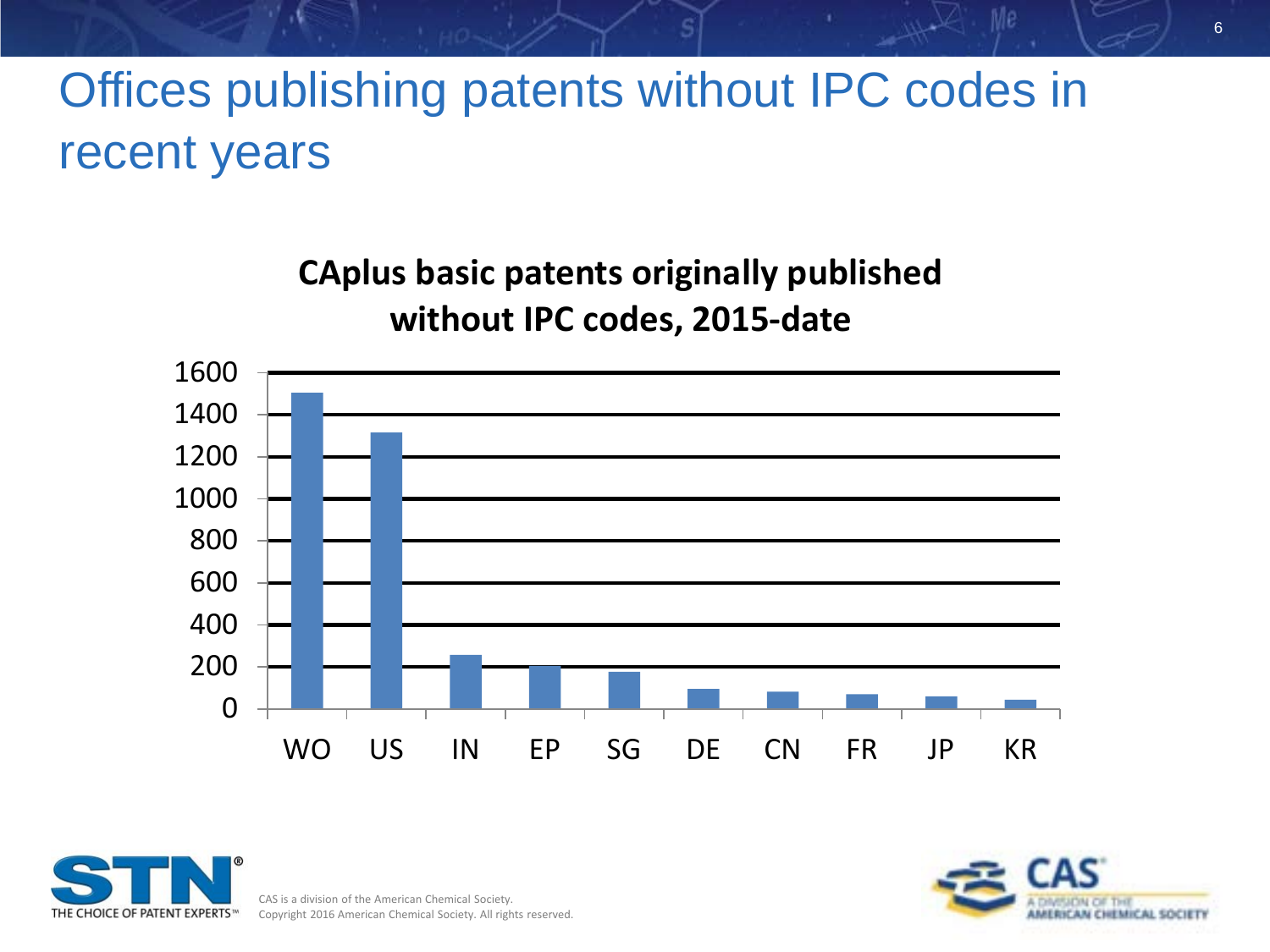# Offices publishing patents without IPC codes in recent years

**CAplus basic patents originally published without IPC codes, 2015-date**

| Office | Patents (approx.) |
| --- | --- |
| WO | 1500 |
| US | 1310 |
| IN | 255 |
| EP | 200 |
| SG | 175 |
| DE | 95 |
| CN | 80 |
| FR | 70 |
| JP | 60 |
| KR | 40 |

CAS is a division of the American Chemical Society.
Copyright 2016 American Chemical Society. All rights reserved.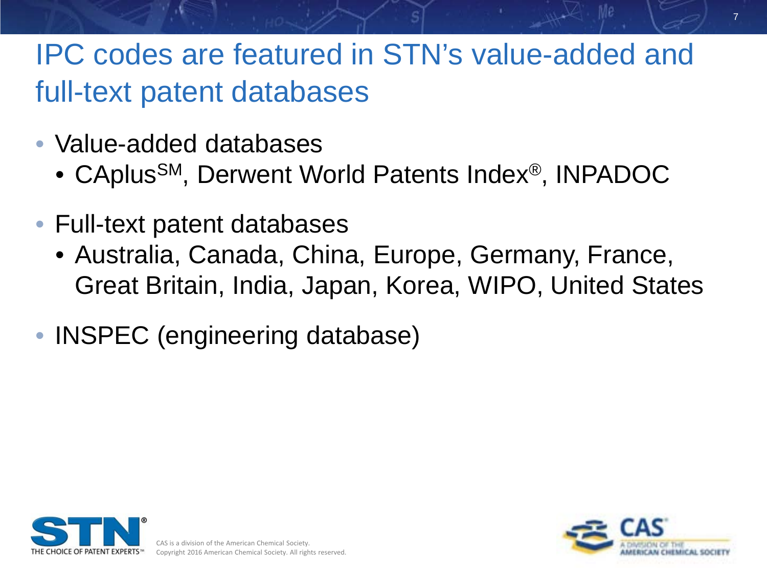# IPC codes are featured in STN's value-added and full-text patent databases

- Value-added databases
  - CAplus[SM], Derwent World Patents Index®, INPADOC
- Full-text patent databases
  - Australia, Canada, China, Europe, Germany, France, Great Britain, India, Japan, Korea, WIPO, United States
- INSPEC (engineering database)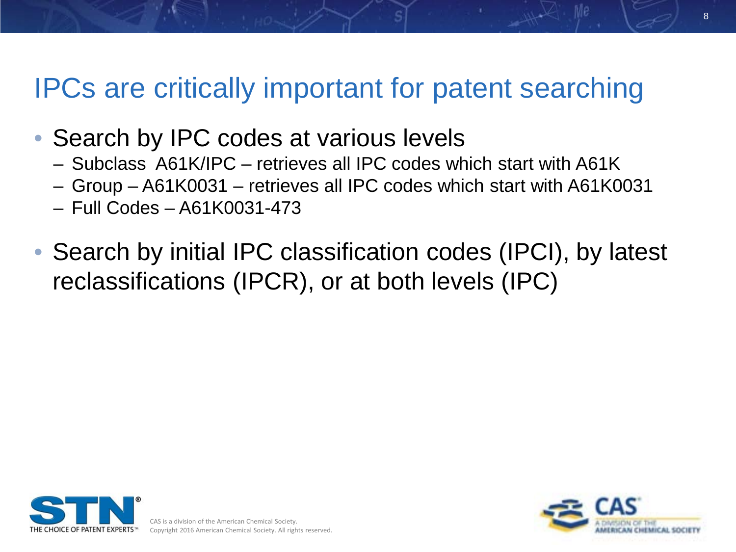# IPCs are critically important for patent searching

- Search by IPC codes at various levels
  - Subclass  A61K/IPC – retrieves all IPC codes which start with A61K
  - Group – A61K0031 – retrieves all IPC codes which start with A61K0031
  - Full Codes – A61K0031-473
- Search by initial IPC classification codes (IPCI), by latest reclassifications (IPCR), or at both levels (IPC)

CAS is a division of the American Chemical Society.
Copyright 2016 American Chemical Society. All rights reserved.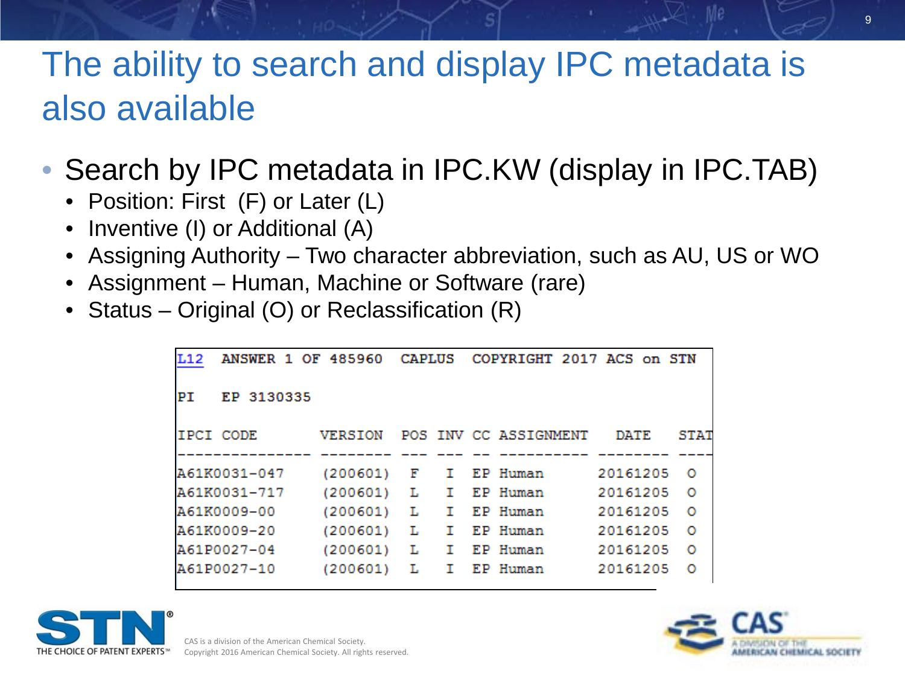# The ability to search and display IPC metadata is also available

- Search by IPC metadata in IPC.KW (display in IPC.TAB)
  - Position: First (F) or Later (L)
  - Inventive (I) or Additional (A)
  - Assigning Authority – Two character abbreviation, such as AU, US or WO
  - Assignment – Human, Machine or Software (rare)
  - Status – Original (O) or Reclassification (R)

```
L12   ANSWER 1 OF 485960   CAPLUS   COPYRIGHT 2017 ACS on STN

PI    EP 3130335

IPCI CODE        VERSION  POS INV CC ASSIGNMENT  DATE     STAT
---------------- -------- --- --- -- ---------- -------- ----
A61K0031-047     (200601)  F   I  EP Human      20161205  O
A61K0031-717     (200601)  L   I  EP Human      20161205  O
A61K0009-00      (200601)  L   I  EP Human      20161205  O
A61K0009-20      (200601)  L   I  EP Human      20161205  O
A61P0027-04      (200601)  L   I  EP Human      20161205  O
A61P0027-10      (200601)  L   I  EP Human      20161205  O
```

THE CHOICE OF PATENT EXPERTS™

CAS is a division of the American Chemical Society.
Copyright 2016 American Chemical Society. All rights reserved.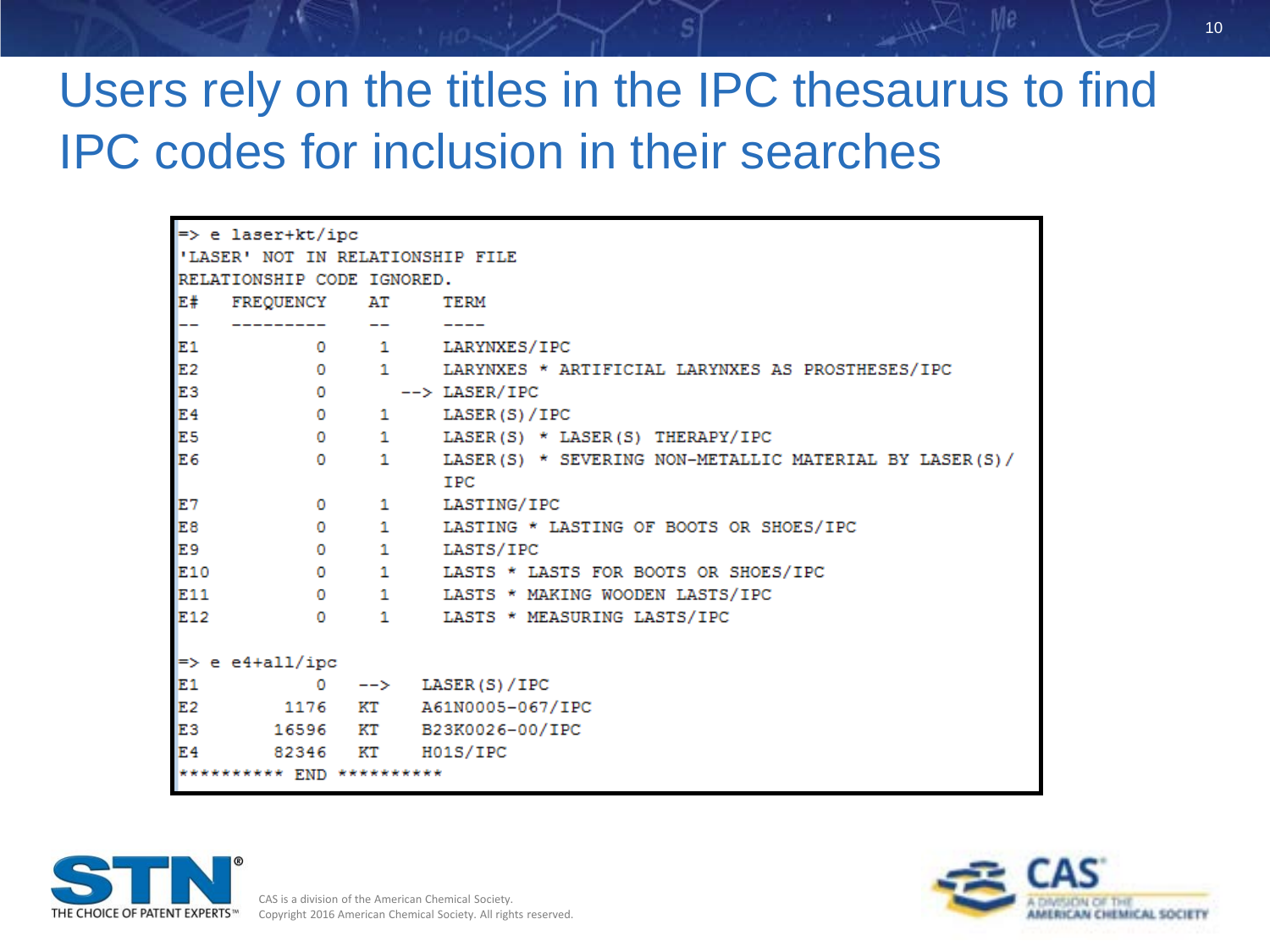# Users rely on the titles in the IPC thesaurus to find IPC codes for inclusion in their searches

```
=> e laser+kt/ipc
'LASER' NOT IN RELATIONSHIP FILE
RELATIONSHIP CODE IGNORED.
E#    FREQUENCY    AT      TERM
--    ---------    --      ----
E1            0     1      LARYNXES/IPC
E2            0     1      LARYNXES * ARTIFICIAL LARYNXES AS PROSTHESES/IPC
E3            0       --> LASER/IPC
E4            0     1      LASER(S)/IPC
E5            0     1      LASER(S) * LASER(S) THERAPY/IPC
E6            0     1      LASER(S) * SEVERING NON-METALLIC MATERIAL BY LASER(S)/
                           IPC
E7            0     1      LASTING/IPC
E8            0     1      LASTING * LASTING OF BOOTS OR SHOES/IPC
E9            0     1      LASTS/IPC
E10           0     1      LASTS * LASTS FOR BOOTS OR SHOES/IPC
E11           0     1      LASTS * MAKING WOODEN LASTS/IPC
E12           0     1      LASTS * MEASURING LASTS/IPC

=> e e4+all/ipc
E1            0    -->   LASER(S)/IPC
E2         1176    KT    A61N0005-067/IPC
E3        16596    KT    B23K0026-00/IPC
E4        82346    KT    H01S/IPC
********** END **********
```

CAS is a division of the American Chemical Society.
Copyright 2016 American Chemical Society. All rights reserved.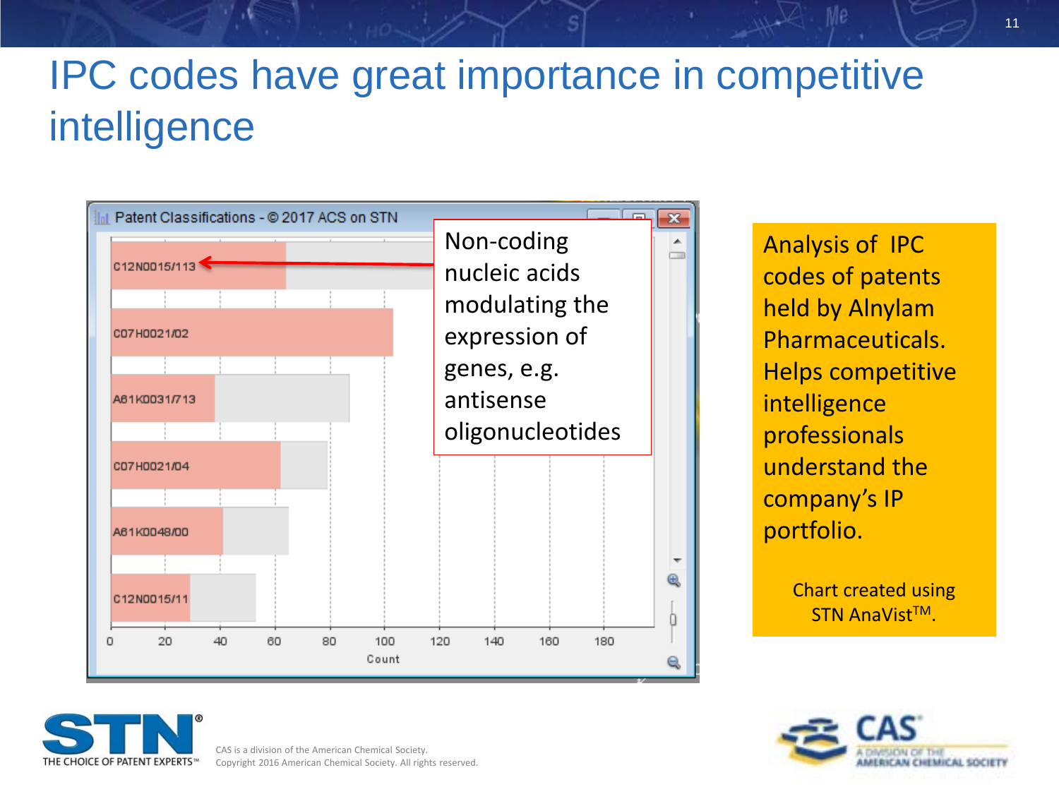# IPC codes have great importance in competitive intelligence

Patent Classifications - © 2017 ACS on STN

Non-coding nucleic acids modulating the expression of genes, e.g. antisense oligonucleotides

C12N0015/113

C07H0021/02

A61K0031/713

C07H0021/04

A61K0048/00

C12N0015/11

0 20 40 60 80 100 120 140 160 180

Count

Analysis of IPC codes of patents held by Alnylam Pharmaceuticals. Helps competitive intelligence professionals understand the company's IP portfolio.

Chart created using STN AnaVist™.

STN® THE CHOICE OF PATENT EXPERTS™

CAS is a division of the American Chemical Society.
Copyright 2016 American Chemical Society. All rights reserved.

CAS A DIVISION OF THE AMERICAN CHEMICAL SOCIETY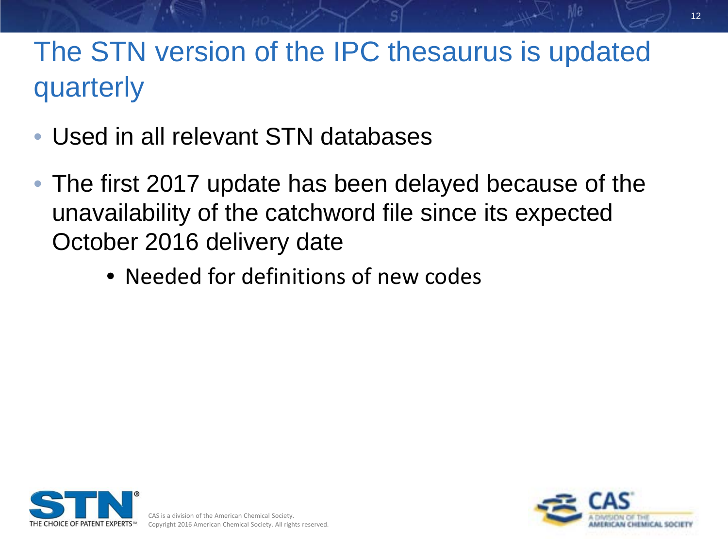# The STN version of the IPC thesaurus is updated quarterly

- Used in all relevant STN databases
- The first 2017 update has been delayed because of the unavailability of the catchword file since its expected October 2016 delivery date
  - Needed for definitions of new codes

CAS is a division of the American Chemical Society.
Copyright 2016 American Chemical Society. All rights reserved.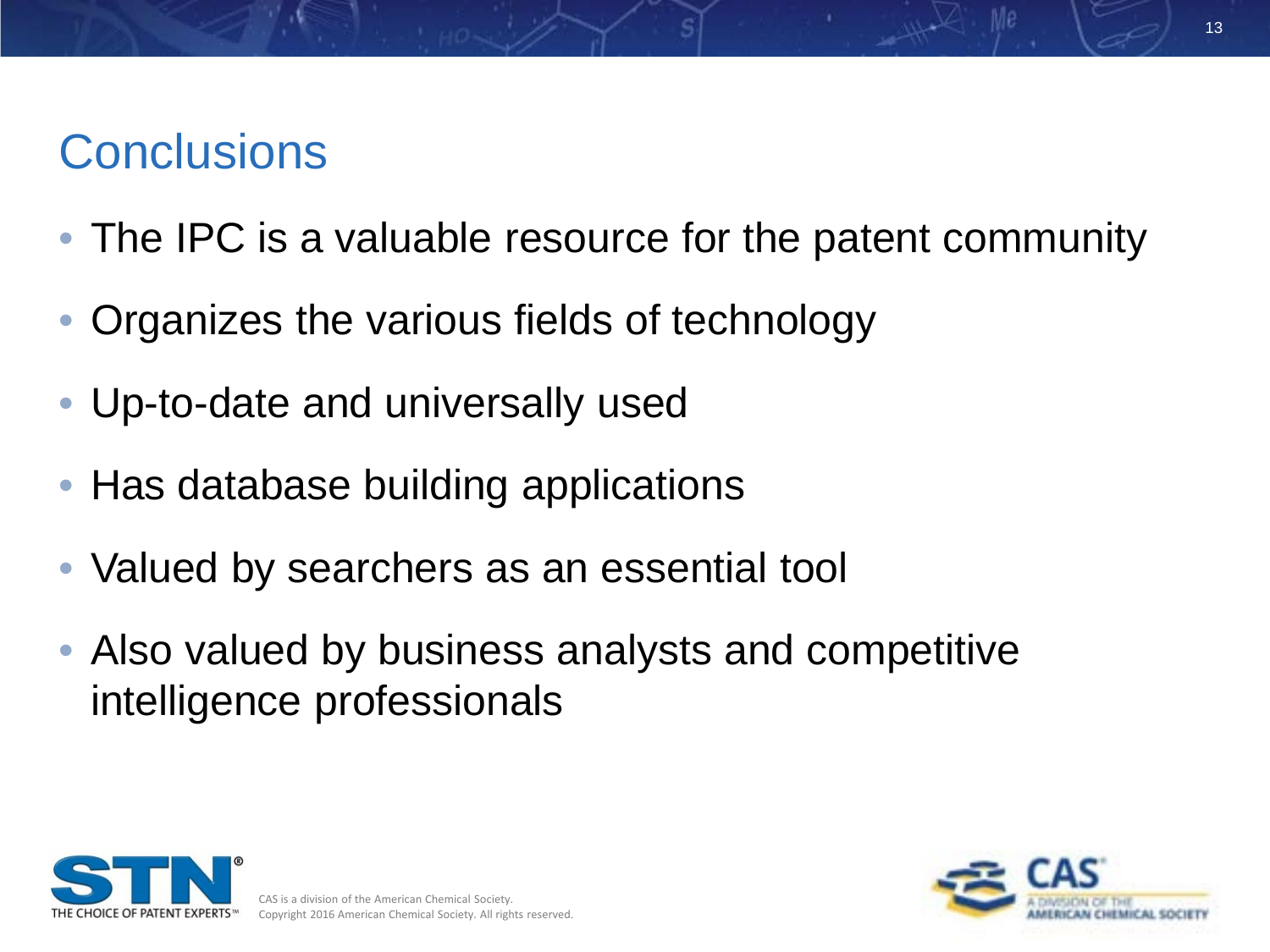# Conclusions

- The IPC is a valuable resource for the patent community
- Organizes the various fields of technology
- Up-to-date and universally used
- Has database building applications
- Valued by searchers as an essential tool
- Also valued by business analysts and competitive intelligence professionals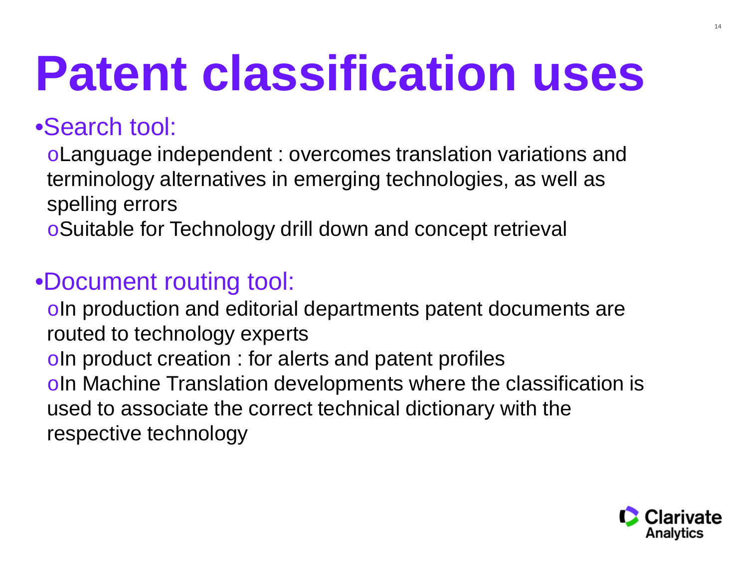# Patent classification uses

- Search tool:
  - Language independent : overcomes translation variations and terminology alternatives in emerging technologies, as well as spelling errors
  - Suitable for Technology drill down and concept retrieval

- Document routing tool:
  - In production and editorial departments patent documents are routed to technology experts
  - In product creation : for alerts and patent profiles
  - In Machine Translation developments where the classification is used to associate the correct technical dictionary with the respective technology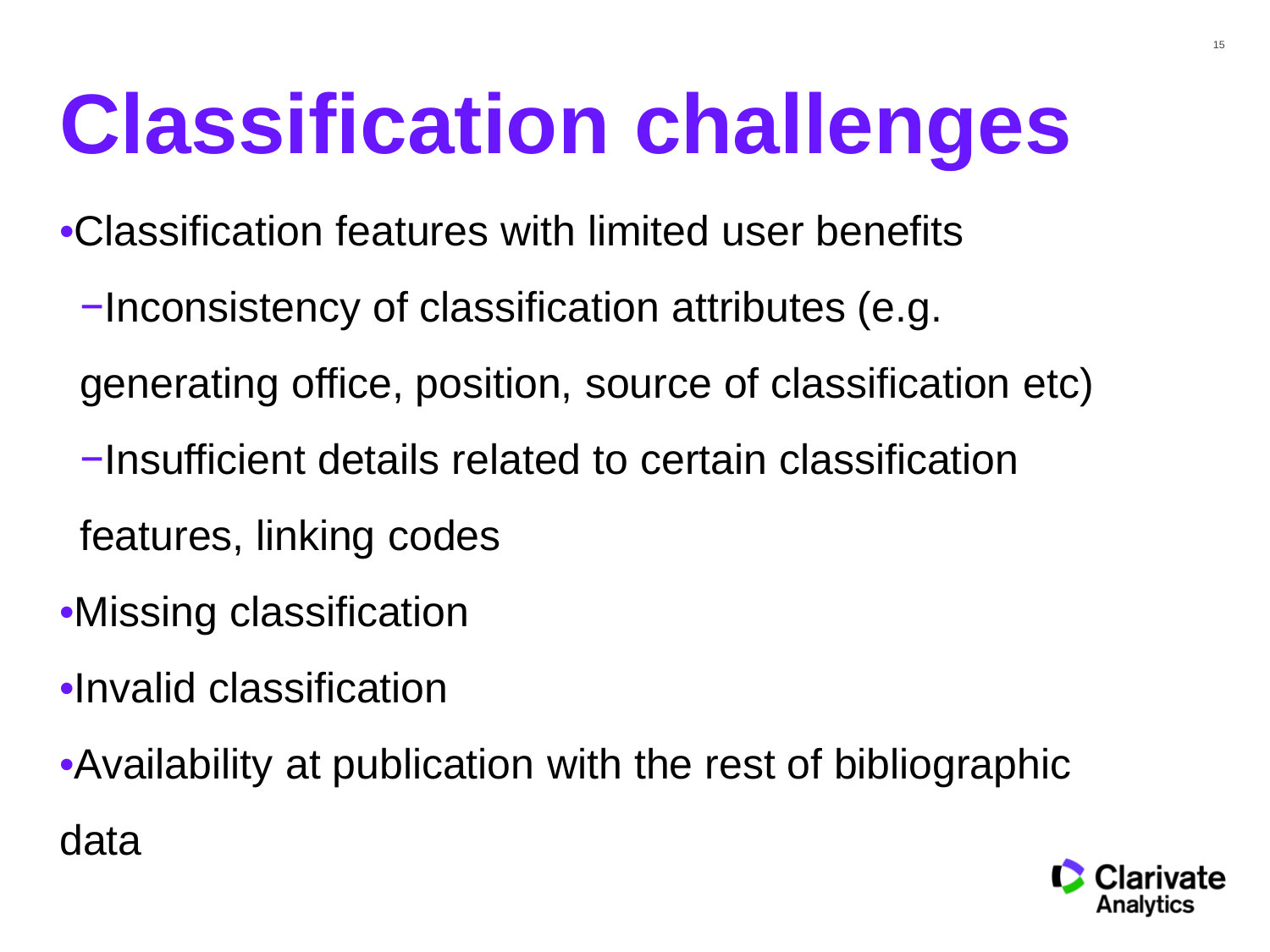# Classification challenges

- Classification features with limited user benefits
  - Inconsistency of classification attributes (e.g. generating office, position, source of classification etc)
  - Insufficient details related to certain classification features, linking codes
- Missing classification
- Invalid classification
- Availability at publication with the rest of bibliographic data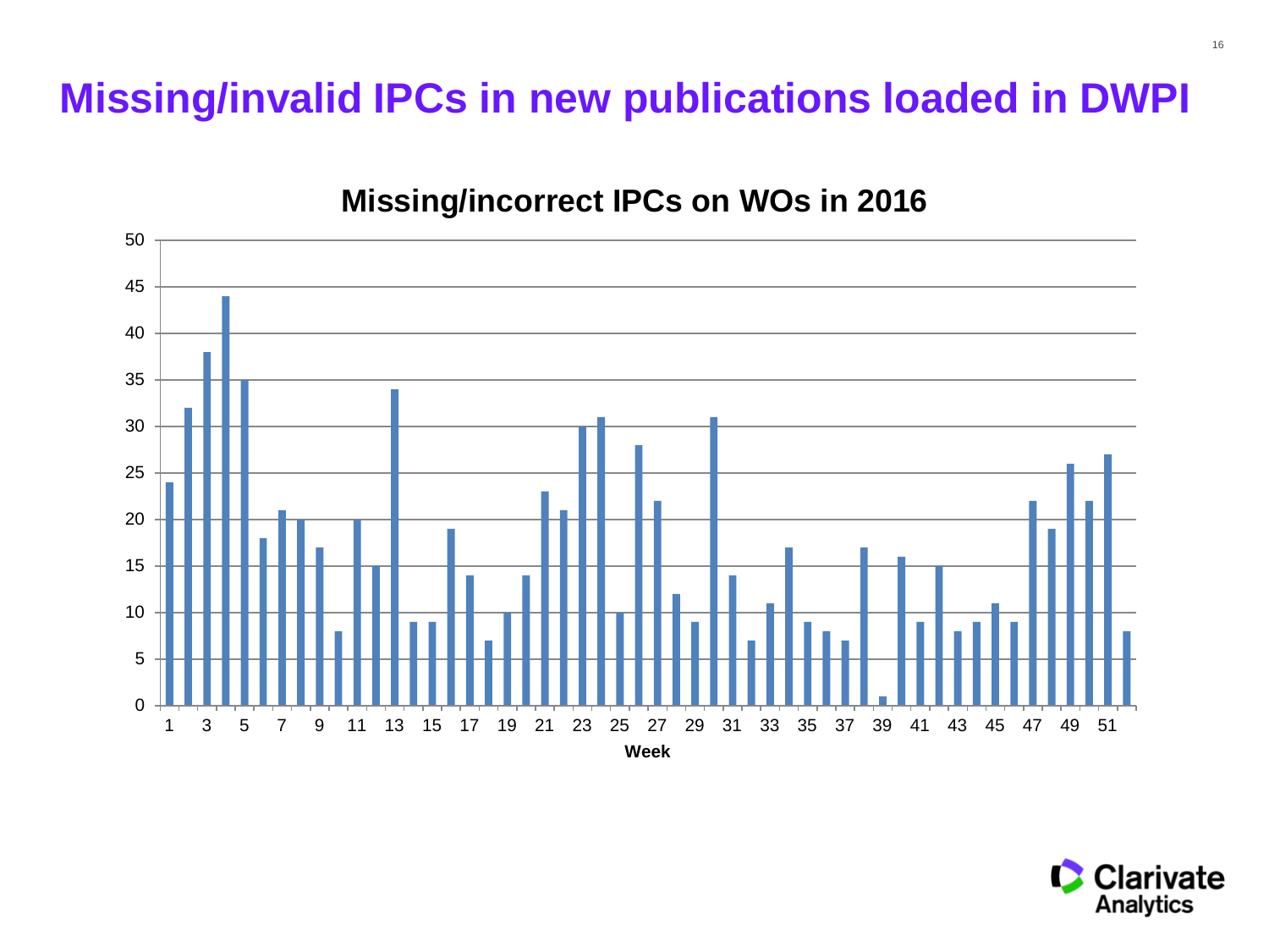# Missing/invalid IPCs in new publications loaded in DWPI

**Missing/incorrect IPCs on WOs in 2016**

| Week | Count |
|---|---|
| 1 | 24 |
| 2 | 32 |
| 3 | 38 |
| 4 | 44 |
| 5 | 35 |
| 6 | 18 |
| 7 | 21 |
| 8 | 20 |
| 9 | 17 |
| 10 | 8 |
| 11 | 20 |
| 12 | 15 |
| 13 | 34 |
| 14 | 9 |
| 15 | 9 |
| 16 | 19 |
| 17 | 14 |
| 18 | 7 |
| 19 | 10 |
| 20 | 14 |
| 21 | 23 |
| 22 | 21 |
| 23 | 30 |
| 24 | 31 |
| 25 | 10 |
| 26 | 28 |
| 27 | 22 |
| 28 | 12 |
| 29 | 9 |
| 30 | 31 |
| 31 | 14 |
| 32 | 7 |
| 33 | 11 |
| 34 | 17 |
| 35 | 9 |
| 36 | 8 |
| 37 | 7 |
| 38 | 17 |
| 39 | 1 |
| 40 | 16 |
| 41 | 9 |
| 42 | 15 |
| 43 | 8 |
| 44 | 9 |
| 45 | 11 |
| 46 | 9 |
| 47 | 22 |
| 48 | 19 |
| 49 | 26 |
| 50 | 22 |
| 51 | 27 |
| 52 | 8 |

Week

Clarivate Analytics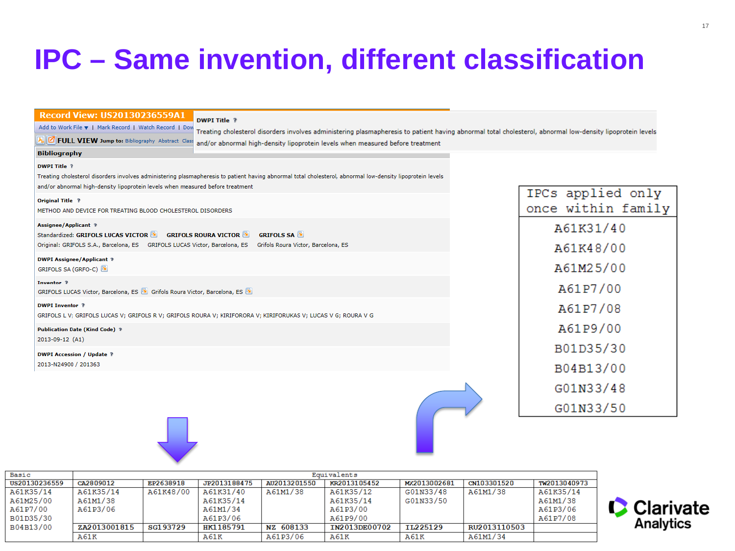# IPC – Same invention, different classification

**Record View: US20130236559A1**

Add to Work File ▼ | Mark Record | Watch Record | Dow

FULL VIEW Jump to: Bibliography Abstract Class

**DWPI Title**

Treating cholesterol disorders involves administering plasmapheresis to patient having abnormal total cholesterol, abnormal low-density lipoprotein levels and/or abnormal high-density lipoprotein levels when measured before treatment

**Bibliography**

**DWPI Title**

Treating cholesterol disorders involves administering plasmapheresis to patient having abnormal total cholesterol, abnormal low-density lipoprotein levels and/or abnormal high-density lipoprotein levels when measured before treatment

**Original Title**

METHOD AND DEVICE FOR TREATING BLOOD CHOLESTEROL DISORDERS

**Assignee/Applicant**

Standardized: **GRIFOLS LUCAS VICTOR** **GRIFOLS ROURA VICTOR** **GRIFOLS SA**

Original: GRIFOLS S.A., Barcelona, ES GRIFOLS LUCAS Victor, Barcelona, ES Grifols Roura Victor, Barcelona, ES

**DWPI Assignee/Applicant**

GRIFOLS SA (GRFO-C)

**Inventor**

GRIFOLS LUCAS Victor, Barcelona, ES Grifols Roura Victor, Barcelona, ES

**DWPI Inventor**

GRIFOLS L V; GRIFOLS LUCAS V; GRIFOLS R V; GRIFOLS ROURA V; KIRIFORORA V; KIRIFORUKAS V; LUCAS V G; ROURA V G

**Publication Date (Kind Code)**

2013-09-12 (A1)

**DWPI Accession / Update**

2013-N24900 / 201363

| IPCs applied only once within family |
|---|
| A61K31/40 |
| A61K48/00 |
| A61M25/00 |
| A61P7/00 |
| A61P7/08 |
| A61P9/00 |
| B01D35/30 |
| B04B13/00 |
| G01N33/48 |
| G01N33/50 |

| Basic | Equivalents | | | | | | | |
|---|---|---|---|---|---|---|---|---|
| US20130236559 | CA2809012 | EP2638918 | JP2013188475 | AU2013201550 | KR2013105452 | MX2013002681 | CN103301520 | TW2013040973 |
| A61K35/14<br>A61M25/00<br>A61P7/00<br>B01D35/30<br>B04B13/00 | A61K35/14<br>A61M1/38<br>A61P3/06 | A61K48/00 | A61K31/40<br>A61K35/14<br>A61M1/34<br>A61P3/06 | A61M1/38 | A61K35/12<br>A61K35/14<br>A61P3/00<br>A61P9/00 | G01N33/48<br>G01N33/50 | A61M1/38 | A61K35/14<br>A61M1/38<br>A61P3/06<br>A61P7/08 |
| | ZA2013001815 | SG193729 | HK1185791 | NZ 608133 | IN2013DE00702 | IL225129 | RU2013110503 | |
| | A61K | | A61K | A61P3/06 | A61K | A61K | A61M1/34 | |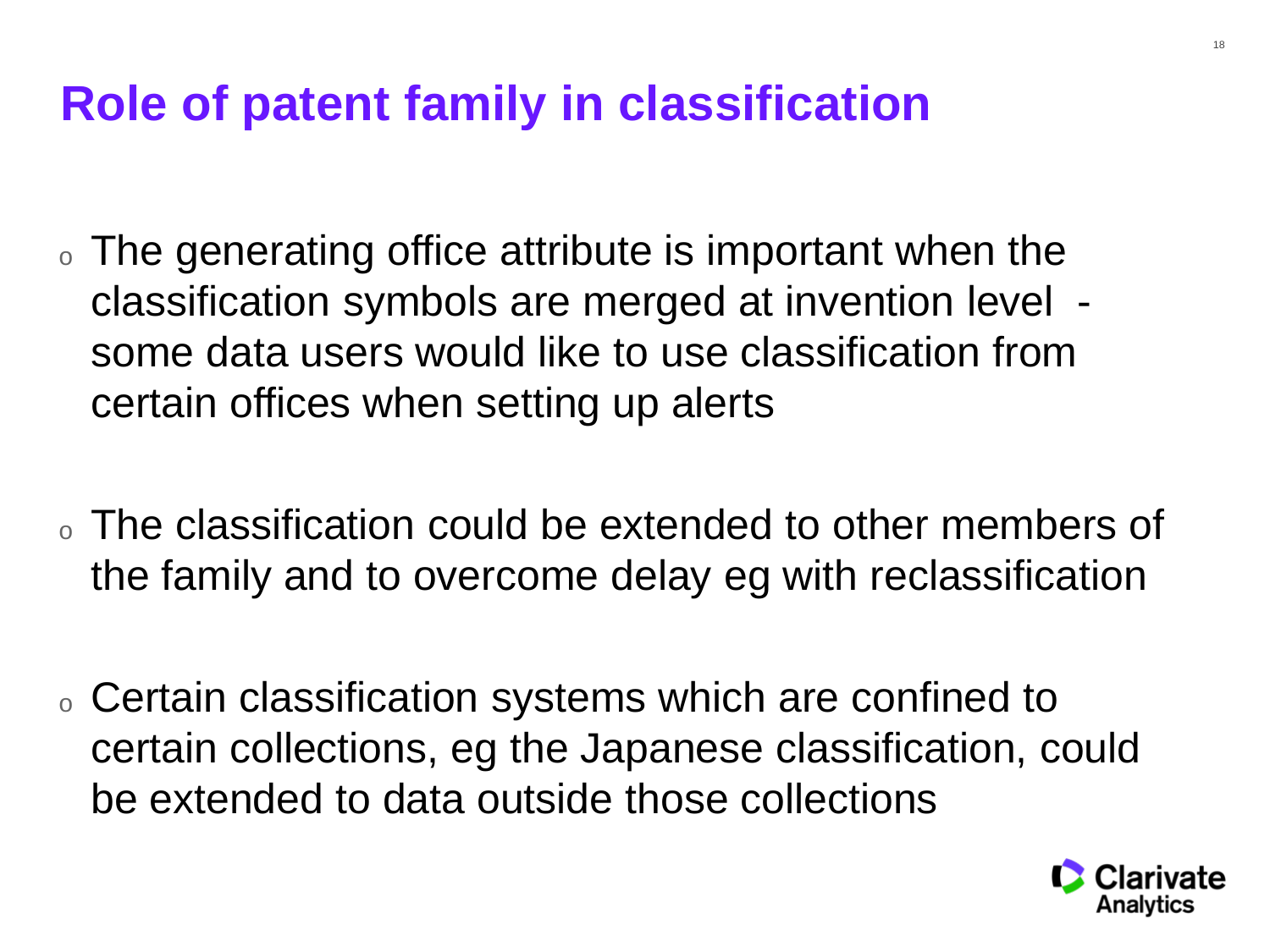# Role of patent family in classification

- The generating office attribute is important when the classification symbols are merged at invention level - some data users would like to use classification from certain offices when setting up alerts

- The classification could be extended to other members of the family and to overcome delay eg with reclassification

- Certain classification systems which are confined to certain collections, eg the Japanese classification, could be extended to data outside those collections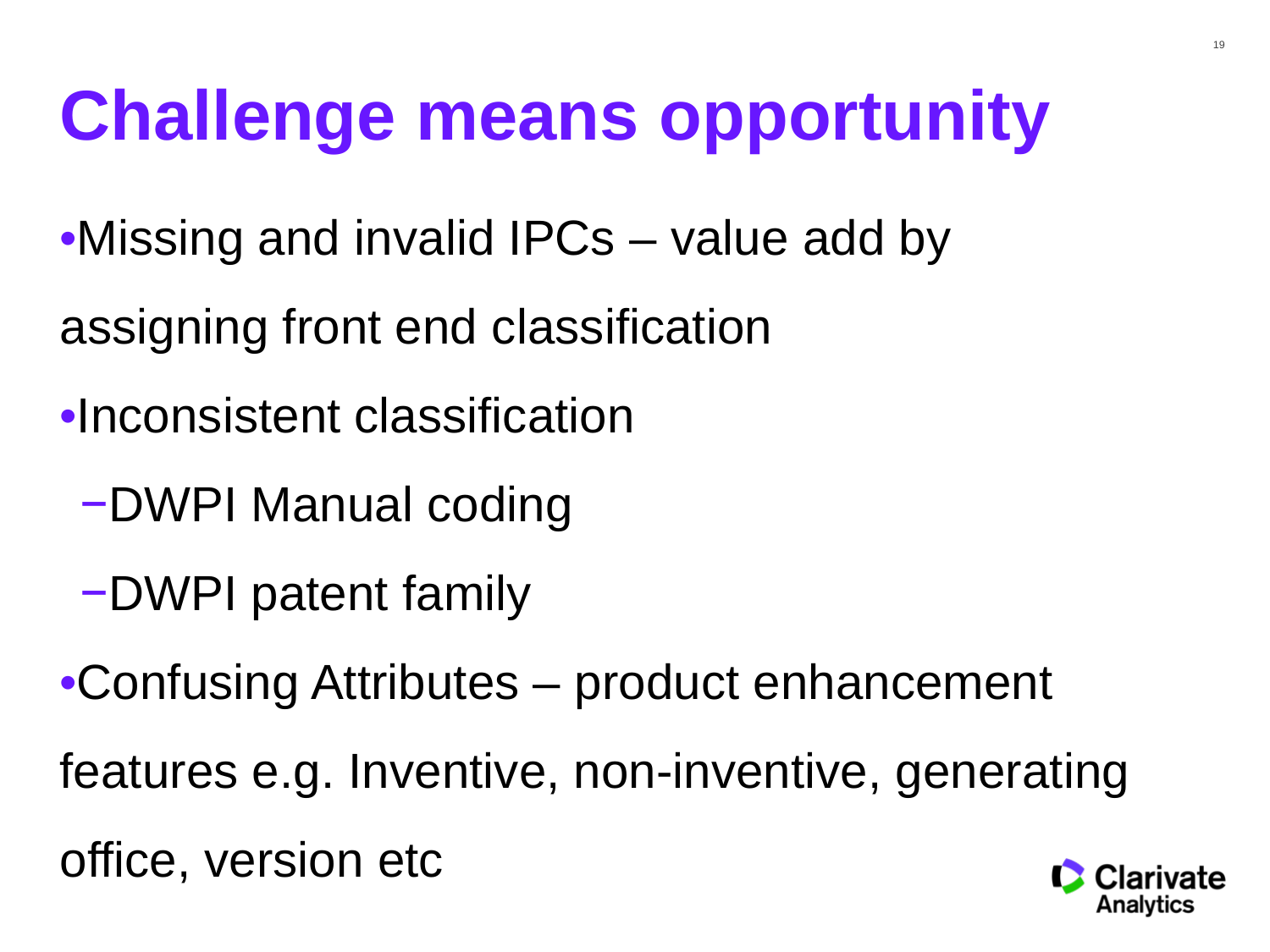# Challenge means opportunity

- Missing and invalid IPCs – value add by assigning front end classification
- Inconsistent classification
  - DWPI Manual coding
  - DWPI patent family
- Confusing Attributes – product enhancement features e.g. Inventive, non-inventive, generating office, version etc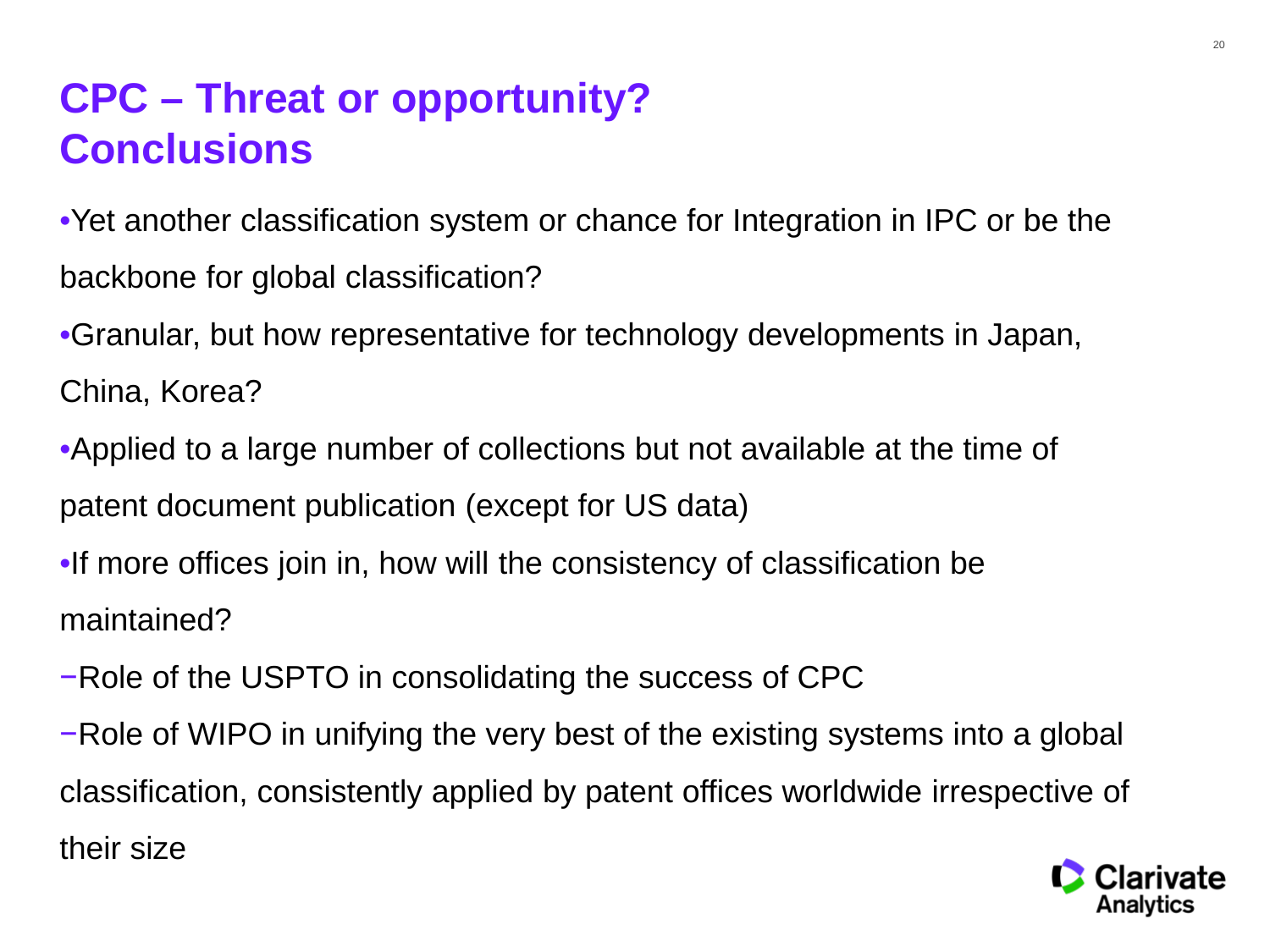# CPC – Threat or opportunity?
# Conclusions

- Yet another classification system or chance for Integration in IPC or be the backbone for global classification?
- Granular, but how representative for technology developments in Japan, China, Korea?
- Applied to a large number of collections but not available at the time of patent document publication (except for US data)
- If more offices join in, how will the consistency of classification be maintained?
  - Role of the USPTO in consolidating the success of CPC
  - Role of WIPO in unifying the very best of the existing systems into a global classification, consistently applied by patent offices worldwide irrespective of their size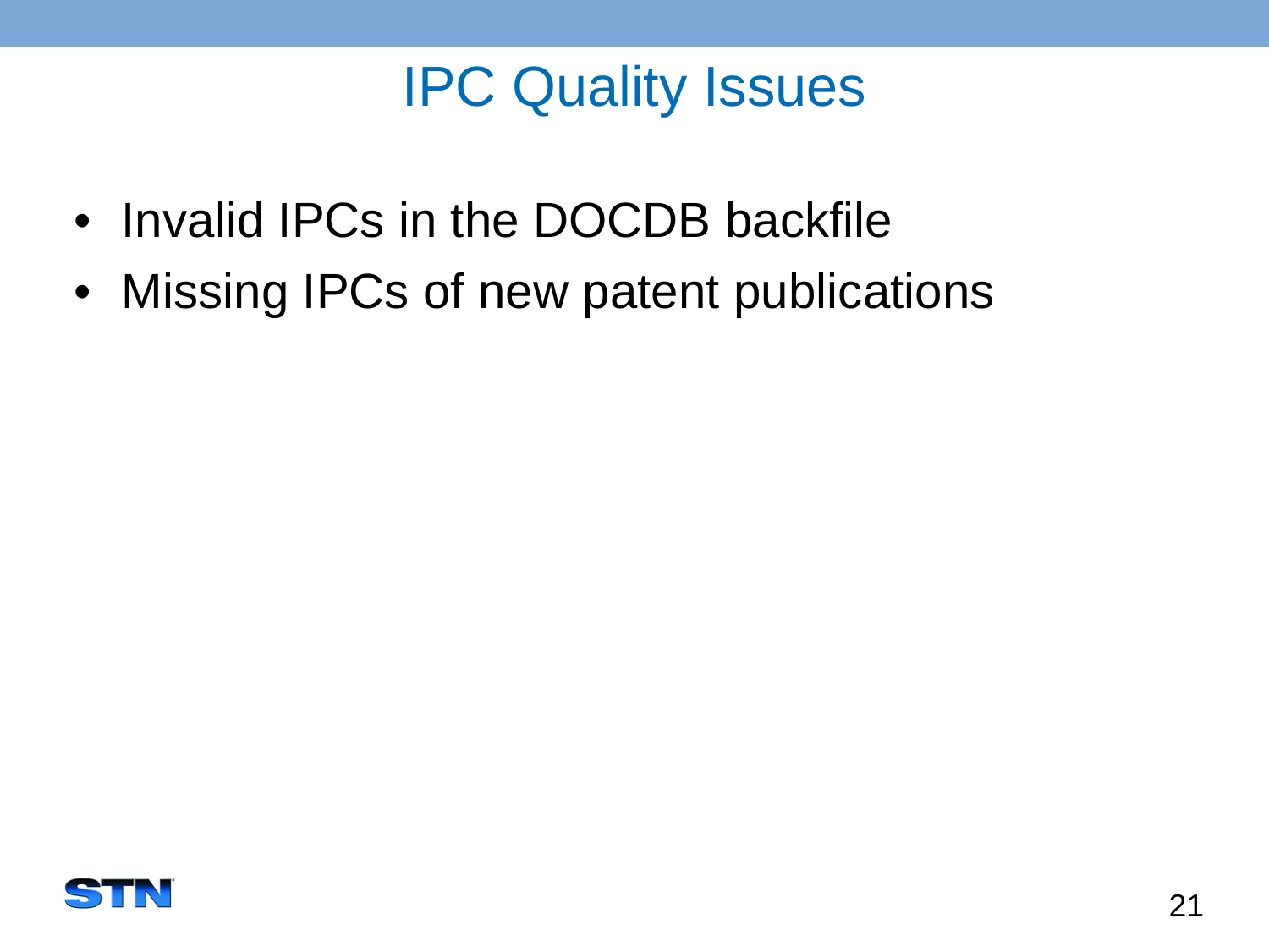# IPC Quality Issues

- Invalid IPCs in the DOCDB backfile
- Missing IPCs of new patent publications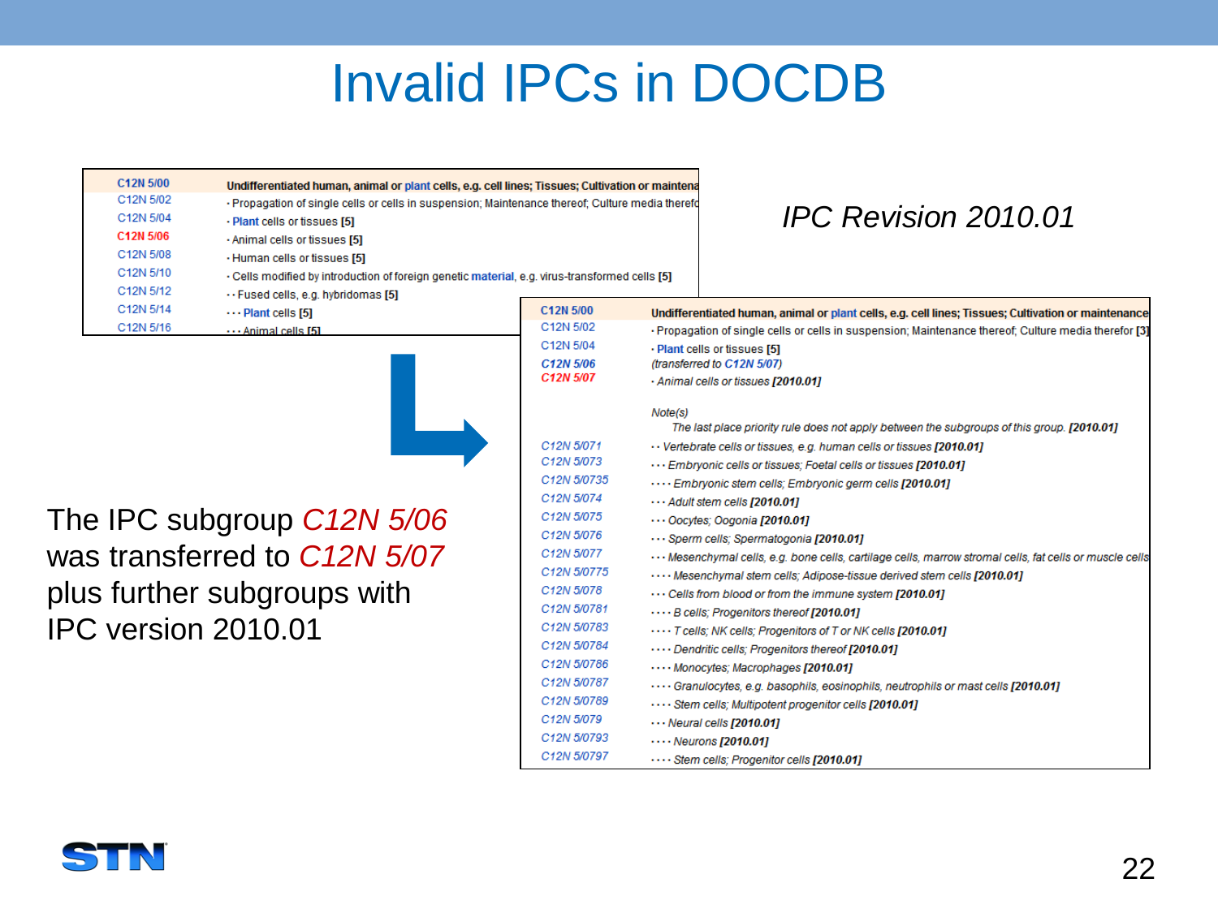# Invalid IPCs in DOCDB

| | |
|---|---|
| C12N 5/00 | **Undifferentiated human, animal or plant cells, e.g. cell lines; Tissues; Cultivation or maintena** |
| C12N 5/02 | · Propagation of single cells or cells in suspension; Maintenance thereof; Culture media therefo |
| C12N 5/04 | · Plant cells or tissues **[5]** |
| C12N 5/06 | · Animal cells or tissues **[5]** |
| C12N 5/08 | · Human cells or tissues **[5]** |
| C12N 5/10 | · Cells modified by introduction of foreign genetic material, e.g. virus-transformed cells **[5]** |
| C12N 5/12 | · · Fused cells, e.g. hybridomas **[5]** |
| C12N 5/14 | · · · Plant cells **[5]** |
| C12N 5/16 | · · · Animal cells **[5]** |

*IPC Revision 2010.01*

| | |
|---|---|
| C12N 5/00 | **Undifferentiated human, animal or plant cells, e.g. cell lines; Tissues; Cultivation or maintenance** |
| C12N 5/02 | · Propagation of single cells or cells in suspension; Maintenance thereof; Culture media therefor **[3]** |
| C12N 5/04 | · Plant cells or tissues **[5]** |
| *C12N 5/06* | *(transferred to C12N 5/07)* |
| *C12N 5/07* | *· Animal cells or tissues **[2010.01]*** |
| | *Note(s)* *The last place priority rule does not apply between the subgroups of this group. **[2010.01]*** |
| *C12N 5/071* | *· · Vertebrate cells or tissues, e.g. human cells or tissues **[2010.01]*** |
| *C12N 5/073* | *· · · Embryonic cells or tissues; Foetal cells or tissues **[2010.01]*** |
| *C12N 5/0735* | *· · · · Embryonic stem cells; Embryonic germ cells **[2010.01]*** |
| *C12N 5/074* | *· · · Adult stem cells **[2010.01]*** |
| *C12N 5/075* | *· · · Oocytes; Oogonia **[2010.01]*** |
| *C12N 5/076* | *· · · Sperm cells; Spermatogonia **[2010.01]*** |
| *C12N 5/077* | *· · · Mesenchymal cells, e.g. bone cells, cartilage cells, marrow stromal cells, fat cells or muscle cells* |
| *C12N 5/0775* | *· · · · Mesenchymal stem cells; Adipose-tissue derived stem cells **[2010.01]*** |
| *C12N 5/078* | *· · · Cells from blood or from the immune system **[2010.01]*** |
| *C12N 5/0781* | *· · · · B cells; Progenitors thereof **[2010.01]*** |
| *C12N 5/0783* | *· · · · T cells; NK cells; Progenitors of T or NK cells **[2010.01]*** |
| *C12N 5/0784* | *· · · · Dendritic cells; Progenitors thereof **[2010.01]*** |
| *C12N 5/0786* | *· · · · Monocytes; Macrophages **[2010.01]*** |
| *C12N 5/0787* | *· · · · Granulocytes, e.g. basophils, eosinophils, neutrophils or mast cells **[2010.01]*** |
| *C12N 5/0789* | *· · · · Stem cells; Multipotent progenitor cells **[2010.01]*** |
| *C12N 5/079* | *· · · Neural cells **[2010.01]*** |
| *C12N 5/0793* | *· · · · Neurons **[2010.01]*** |
| *C12N 5/0797* | *· · · · Stem cells; Progenitor cells **[2010.01]*** |

The IPC subgroup *C12N 5/06* was transferred to *C12N 5/07* plus further subgroups with IPC version 2010.01

STN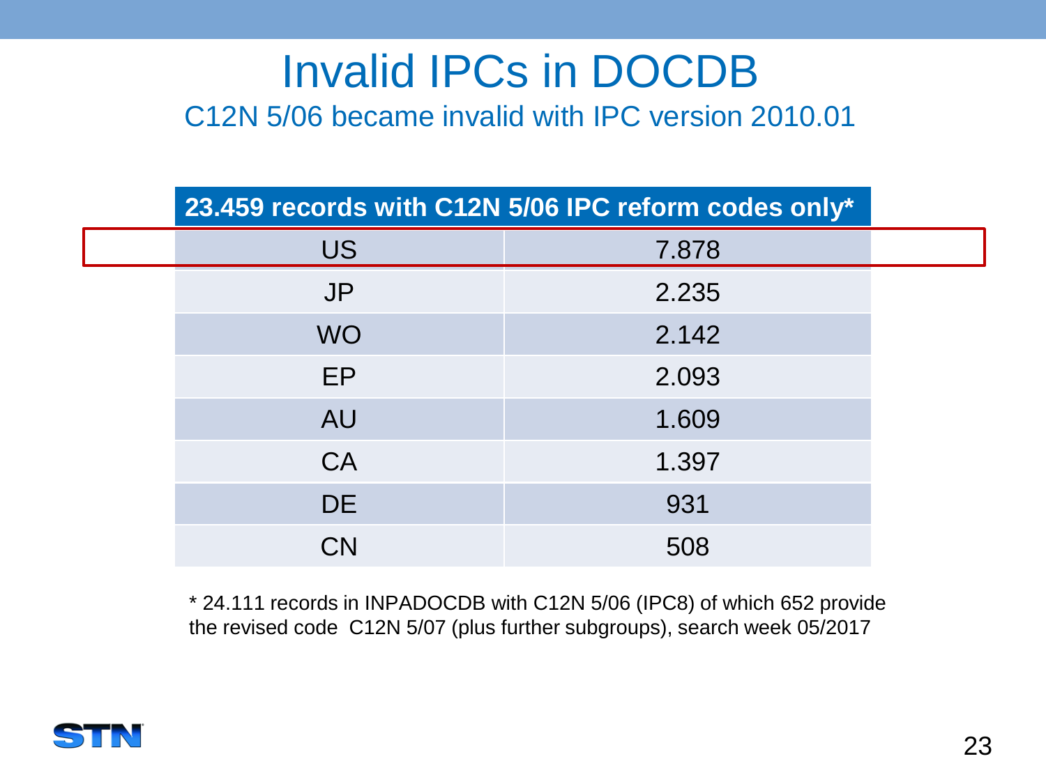# Invalid IPCs in DOCDB

## C12N 5/06 became invalid with IPC version 2010.01

| 23.459 records with C12N 5/06 IPC reform codes only* | |
|---|---|
| US | 7.878 |
| JP | 2.235 |
| WO | 2.142 |
| EP | 2.093 |
| AU | 1.609 |
| CA | 1.397 |
| DE | 931 |
| CN | 508 |

* 24.111 records in INPADOCDB with C12N 5/06 (IPC8) of which 652 provide the revised code C12N 5/07 (plus further subgroups), search week 05/2017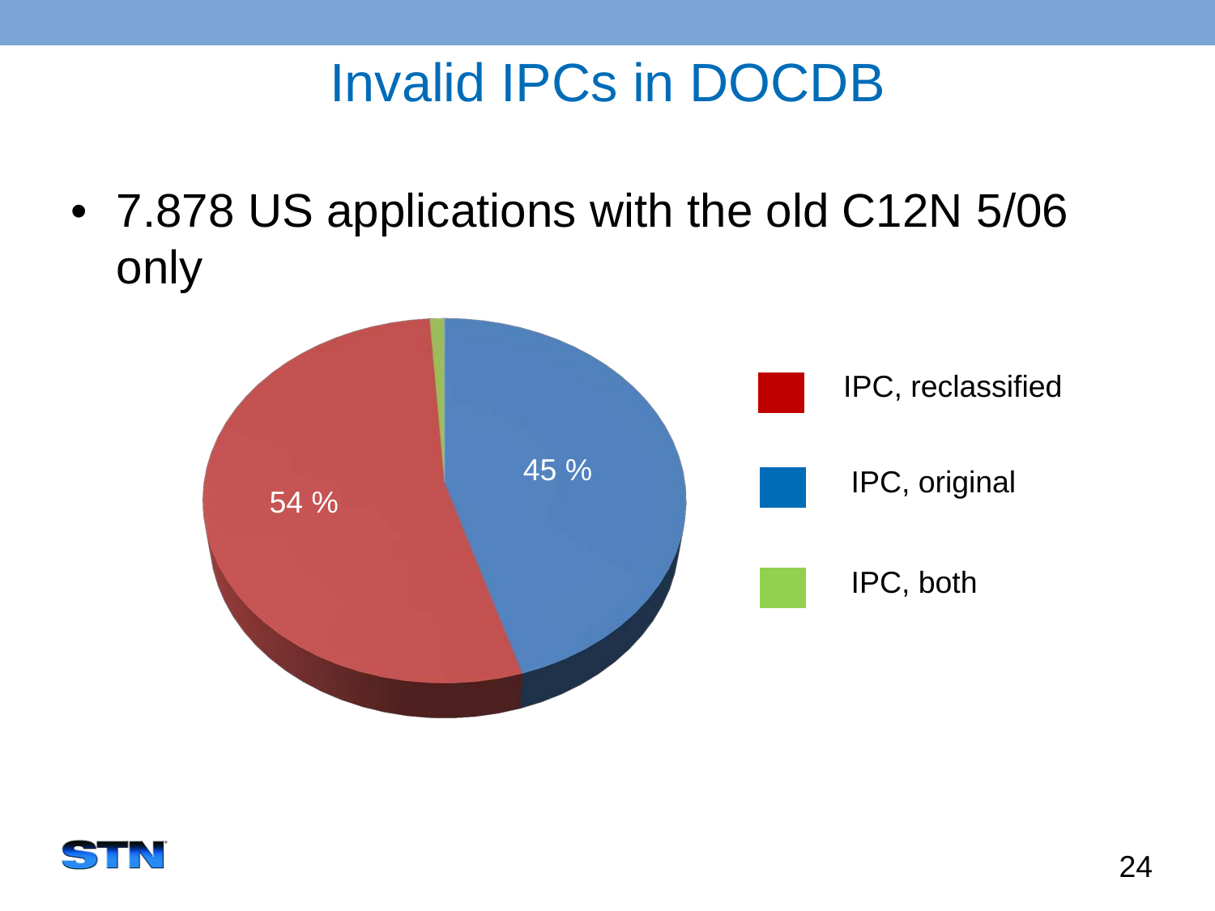# Invalid IPCs in DOCDB

- 7.878 US applications with the old C12N 5/06 only

54 %

45 %

IPC, reclassified

IPC, original

IPC, both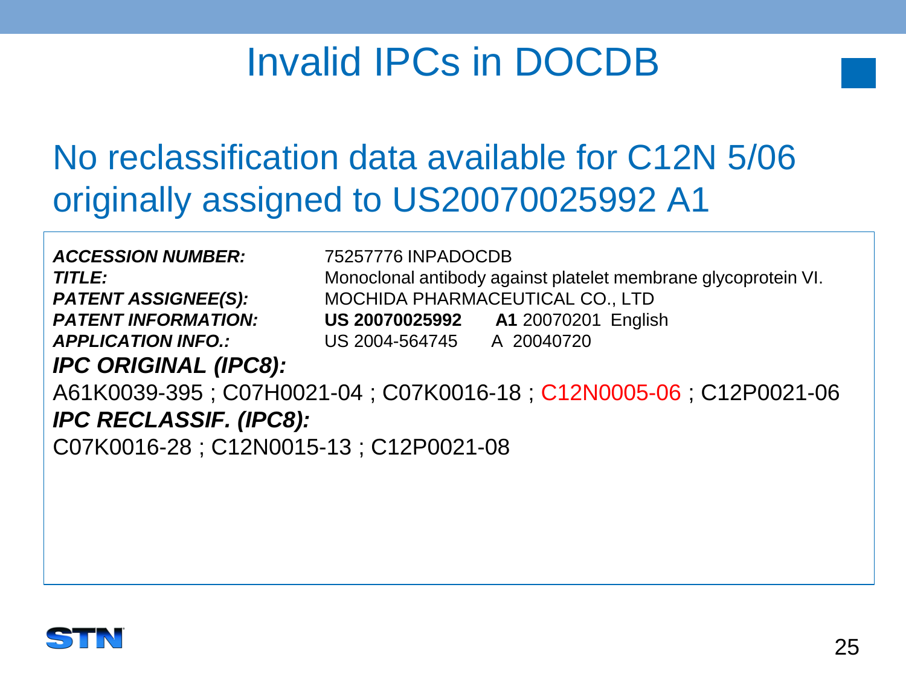# Invalid IPCs in DOCDB

## No reclassification data available for C12N 5/06 originally assigned to US20070025992 A1

***ACCESSION NUMBER:*** 75257776 INPADOCDB
***TITLE:*** Monoclonal antibody against platelet membrane glycoprotein VI.
***PATENT ASSIGNEE(S):*** MOCHIDA PHARMACEUTICAL CO., LTD
***PATENT INFORMATION:*** **US 20070025992** **A1** 20070201 English
***APPLICATION INFO.:*** US 2004-564745 A 20040720

***IPC ORIGINAL (IPC8):***
A61K0039-395 ; C07H0021-04 ; C07K0016-18 ; C12N0005-06 ; C12P0021-06

***IPC RECLASSIF. (IPC8):***
C07K0016-28 ; C12N0015-13 ; C12P0021-08

STN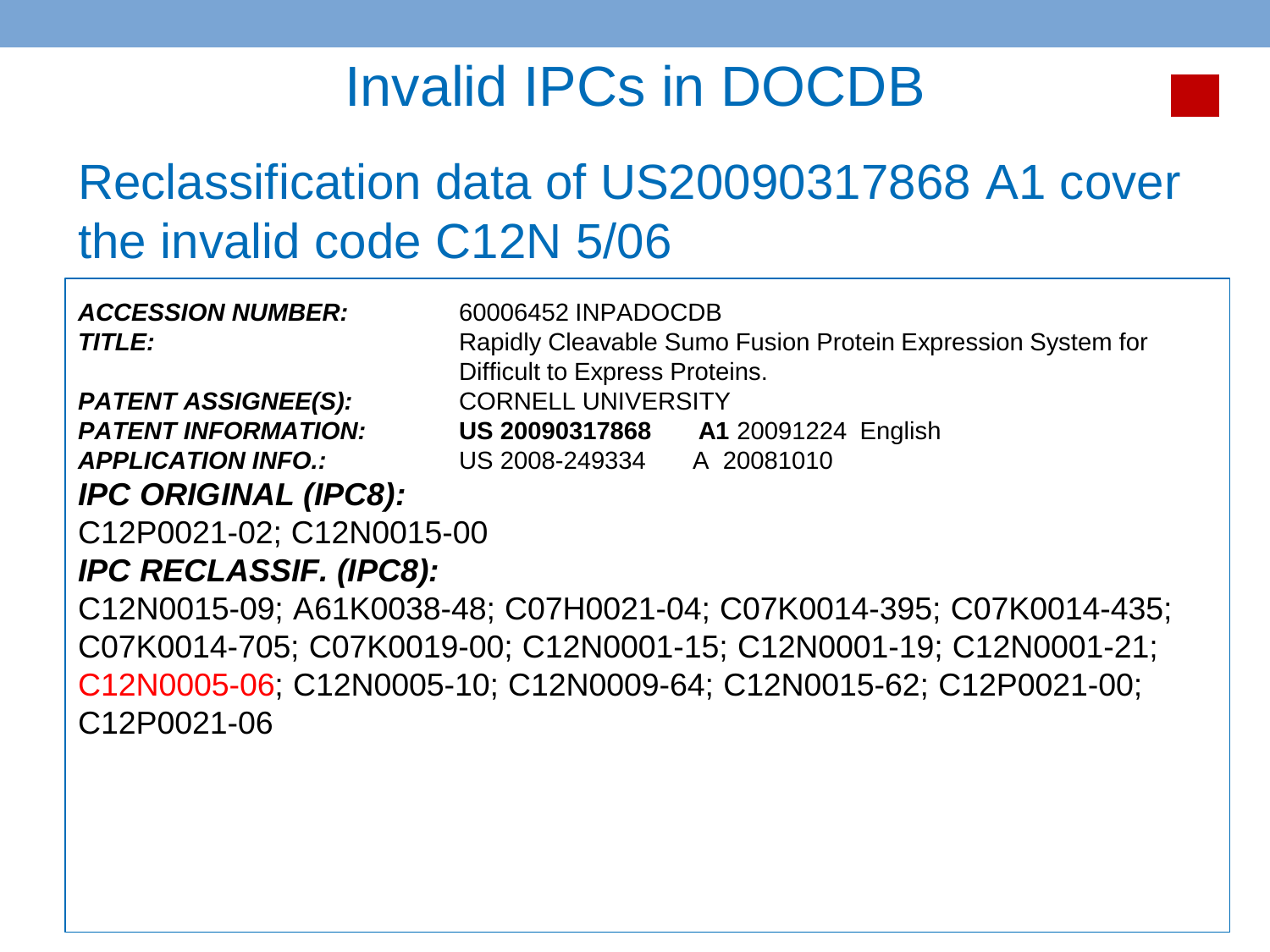# Invalid IPCs in DOCDB

## Reclassification data of US20090317868 A1 cover the invalid code C12N 5/06

***ACCESSION NUMBER:*** 60006452 INPADOCDB
***TITLE:*** Rapidly Cleavable Sumo Fusion Protein Expression System for Difficult to Express Proteins.
***PATENT ASSIGNEE(S):*** CORNELL UNIVERSITY
***PATENT INFORMATION:*** **US 20090317868** **A1** 20091224 English
***APPLICATION INFO.:*** US 2008-249334 A 20081010

***IPC ORIGINAL (IPC8):***

C12P0021-02; C12N0015-00

***IPC RECLASSIF. (IPC8):***

C12N0015-09; A61K0038-48; C07H0021-04; C07K0014-395; C07K0014-435; C07K0014-705; C07K0019-00; C12N0001-15; C12N0001-19; C12N0001-21; C12N0005-06; C12N0005-10; C12N0009-64; C12N0015-62; C12P0021-00; C12P0021-06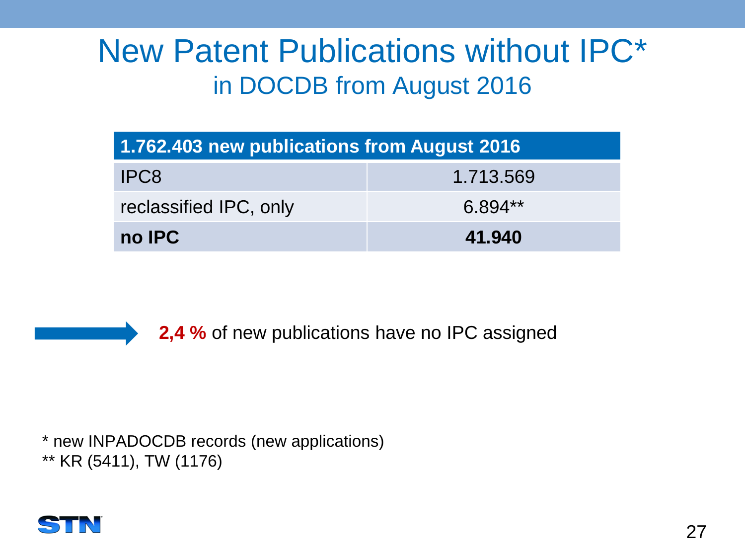# New Patent Publications without IPC*

## in DOCDB from August 2016

| 1.762.403 new publications from August 2016 | |
|---|---|
| IPC8 | 1.713.569 |
| reclassified IPC, only | 6.894** |
| **no IPC** | **41.940** |

**2,4 %** of new publications have no IPC assigned

\* new INPADOCDB records (new applications)
\*\* KR (5411), TW (1176)

STN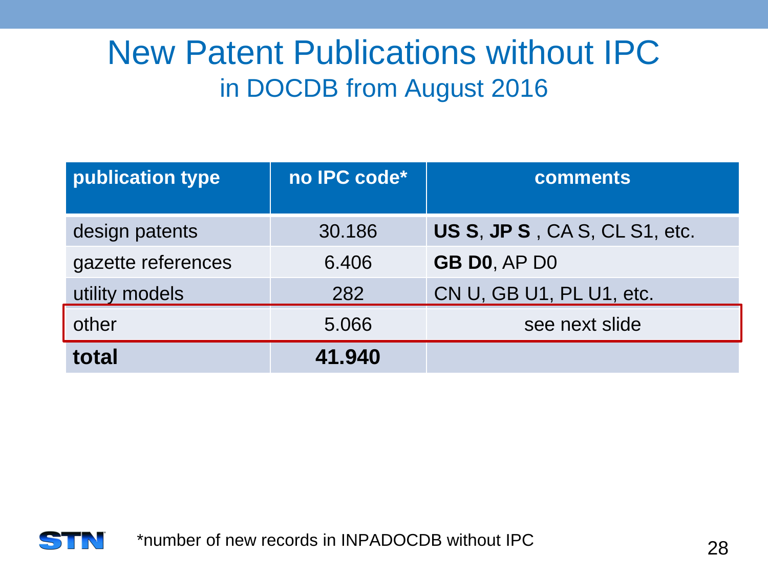# New Patent Publications without IPC
## in DOCDB from August 2016

| publication type | no IPC code* | comments |
|---|---|---|
| design patents | 30.186 | **US S**, **JP S** , CA S, CL S1, etc. |
| gazette references | 6.406 | **GB D0**, AP D0 |
| utility models | 282 | CN U, GB U1, PL U1, etc. |
| other | 5.066 | see next slide |
| **total** | **41.940** | |

*number of new records in INPADOCDB without IPC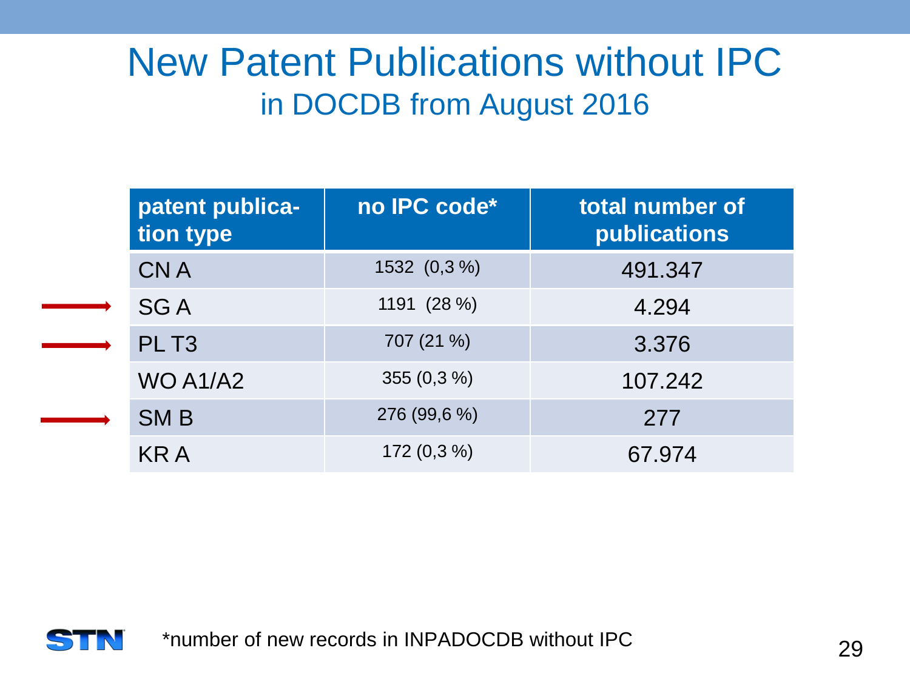# New Patent Publications without IPC
## in DOCDB from August 2016

| patent publica-tion type | no IPC code* | total number of publications |
|---|---|---|
| CN A | 1532 (0,3 %) | 491.347 |
| SG A | 1191 (28 %) | 4.294 |
| PL T3 | 707 (21 %) | 3.376 |
| WO A1/A2 | 355 (0,3 %) | 107.242 |
| SM B | 276 (99,6 %) | 277 |
| KR A | 172 (0,3 %) | 67.974 |

*number of new records in INPADOCDB without IPC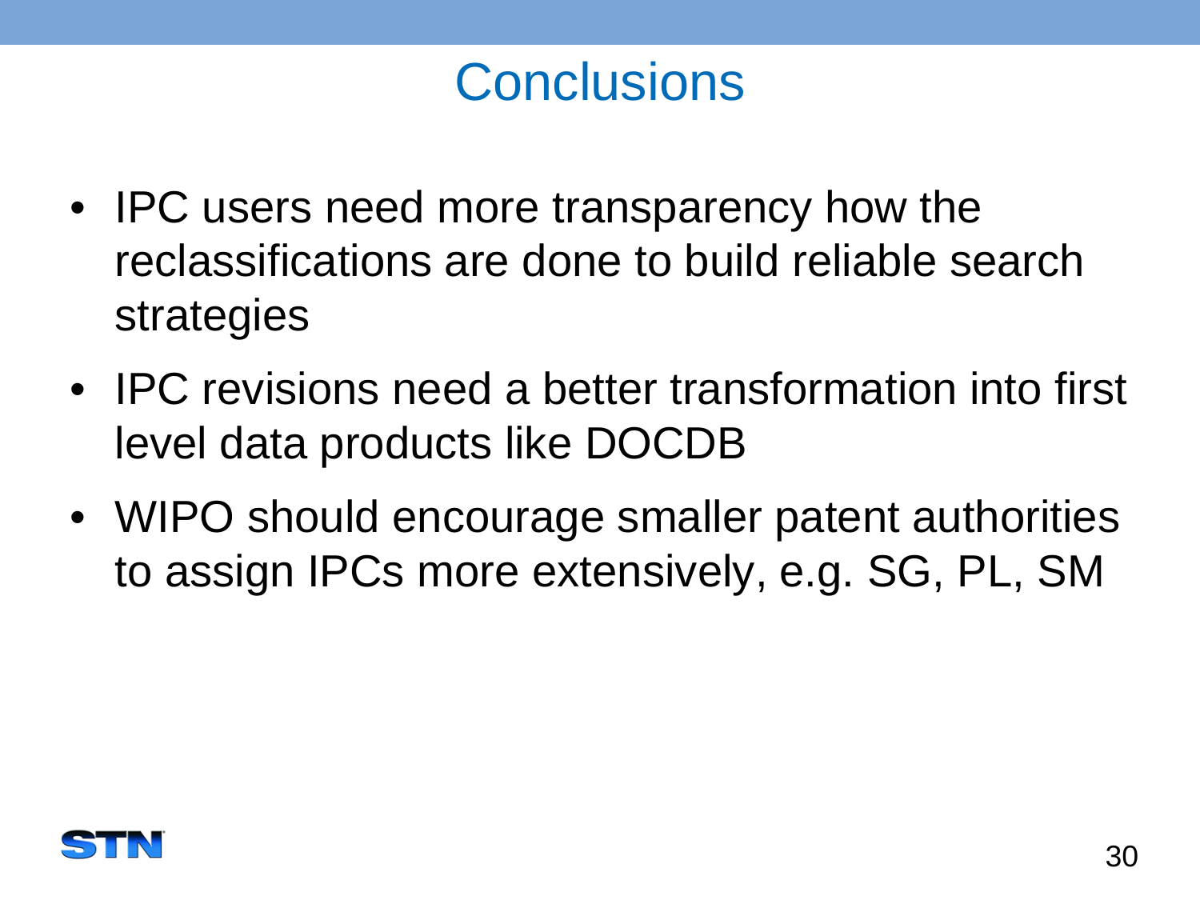# Conclusions

- IPC users need more transparency how the reclassifications are done to build reliable search strategies
- IPC revisions need a better transformation into first level data products like DOCDB
- WIPO should encourage smaller patent authorities to assign IPCs more extensively, e.g. SG, PL, SM